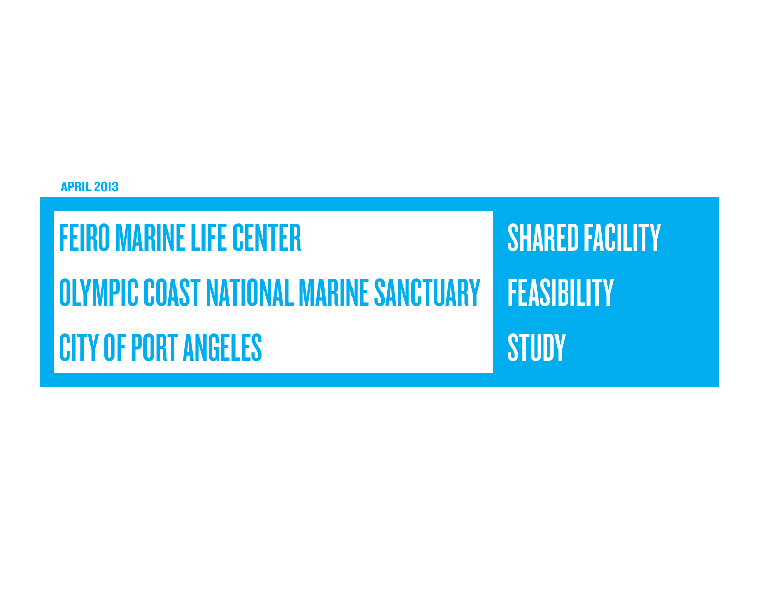APRIL 2013

# FEIRO MARINE LIFE CENTER
# OLYMPIC COAST NATIONAL MARINE SANCTUARY
# CITY OF PORT ANGELES

# SHARED FACILITY FEASIBILITY STUDY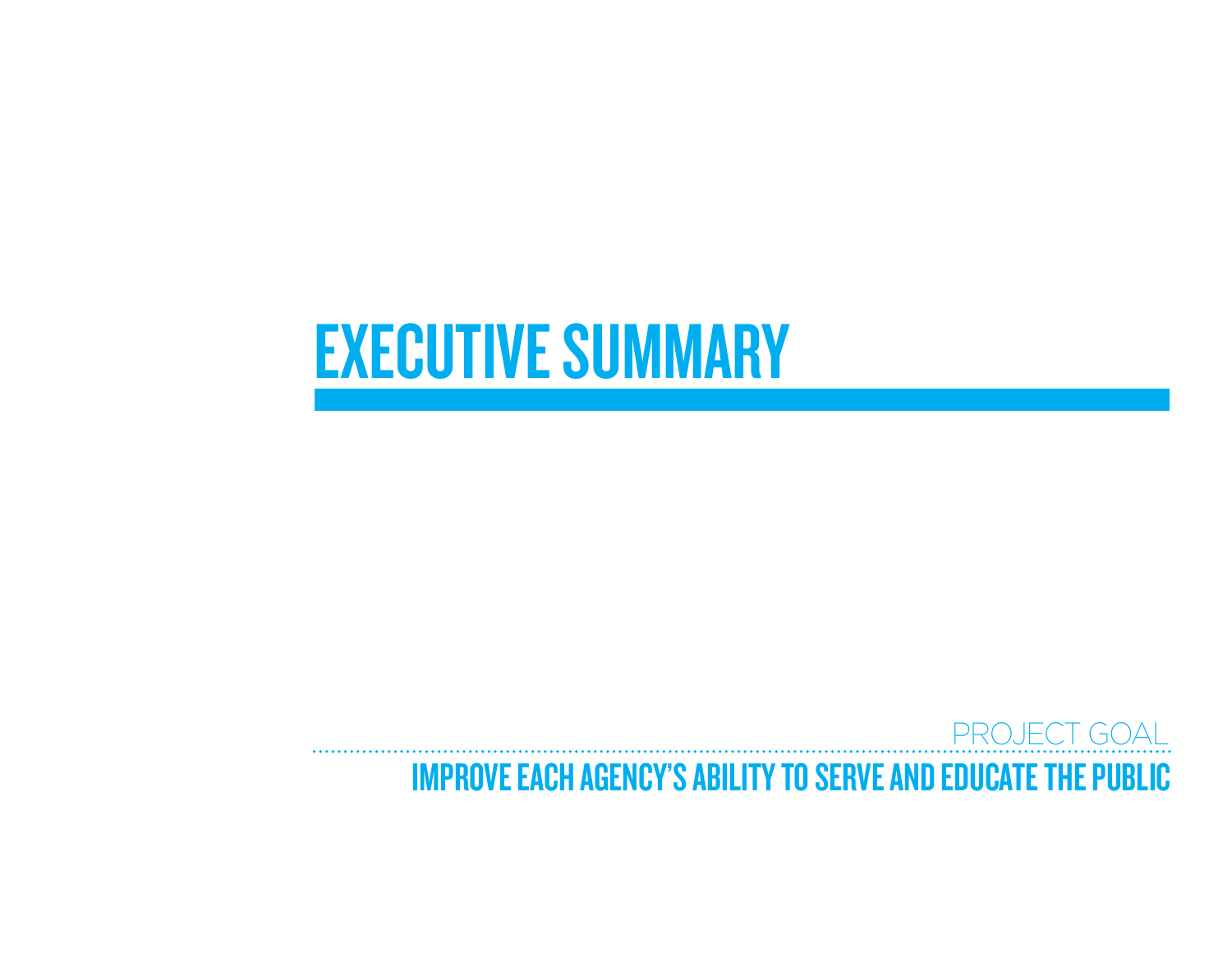# EXECUTIVE SUMMARY

PROJECT GOAL

## IMPROVE EACH AGENCY'S ABILITY TO SERVE AND EDUCATE THE PUBLIC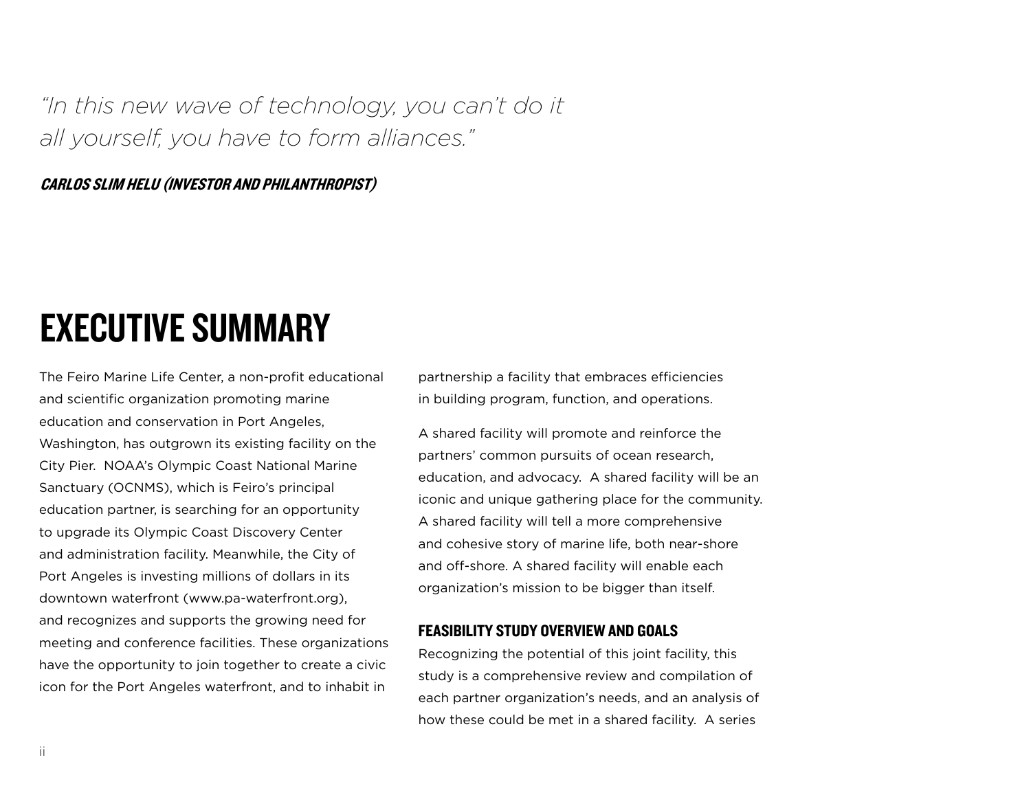*"In this new wave of technology, you can't do it all yourself, you have to form alliances."*

***CARLOS SLIM HELU (INVESTOR AND PHILANTHROPIST)***

# EXECUTIVE SUMMARY

The Feiro Marine Life Center, a non-profit educational and scientific organization promoting marine education and conservation in Port Angeles, Washington, has outgrown its existing facility on the City Pier. NOAA's Olympic Coast National Marine Sanctuary (OCNMS), which is Feiro's principal education partner, is searching for an opportunity to upgrade its Olympic Coast Discovery Center and administration facility. Meanwhile, the City of Port Angeles is investing millions of dollars in its downtown waterfront (www.pa-waterfront.org), and recognizes and supports the growing need for meeting and conference facilities. These organizations have the opportunity to join together to create a civic icon for the Port Angeles waterfront, and to inhabit in partnership a facility that embraces efficiencies in building program, function, and operations.

A shared facility will promote and reinforce the partners' common pursuits of ocean research, education, and advocacy. A shared facility will be an iconic and unique gathering place for the community. A shared facility will tell a more comprehensive and cohesive story of marine life, both near-shore and off-shore. A shared facility will enable each organization's mission to be bigger than itself.

### FEASIBILITY STUDY OVERVIEW AND GOALS

Recognizing the potential of this joint facility, this study is a comprehensive review and compilation of each partner organization's needs, and an analysis of how these could be met in a shared facility. A series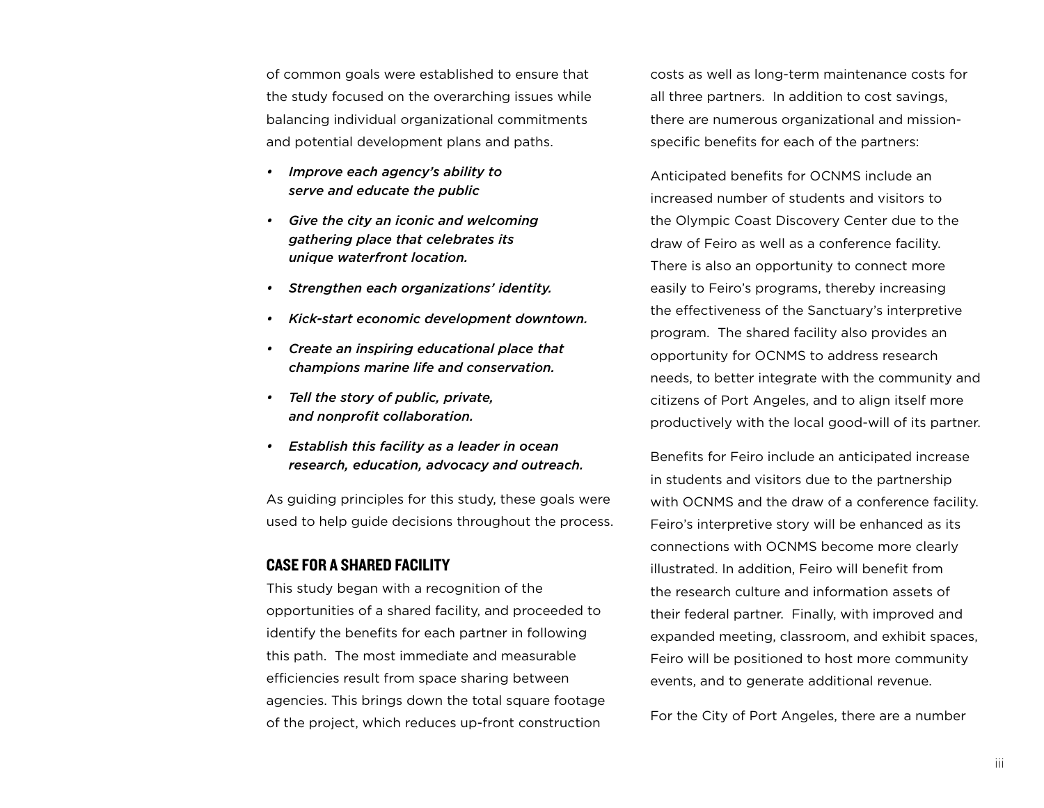of common goals were established to ensure that the study focused on the overarching issues while balancing individual organizational commitments and potential development plans and paths.

- ***Improve each agency's ability to serve and educate the public***
- ***Give the city an iconic and welcoming gathering place that celebrates its unique waterfront location.***
- ***Strengthen each organizations' identity.***
- ***Kick-start economic development downtown.***
- ***Create an inspiring educational place that champions marine life and conservation.***
- ***Tell the story of public, private, and nonprofit collaboration.***
- ***Establish this facility as a leader in ocean research, education, advocacy and outreach.***

As guiding principles for this study, these goals were used to help guide decisions throughout the process.

## CASE FOR A SHARED FACILITY

This study began with a recognition of the opportunities of a shared facility, and proceeded to identify the benefits for each partner in following this path. The most immediate and measurable efficiencies result from space sharing between agencies. This brings down the total square footage of the project, which reduces up-front construction costs as well as long-term maintenance costs for all three partners. In addition to cost savings, there are numerous organizational and mission-specific benefits for each of the partners:

Anticipated benefits for OCNMS include an increased number of students and visitors to the Olympic Coast Discovery Center due to the draw of Feiro as well as a conference facility. There is also an opportunity to connect more easily to Feiro's programs, thereby increasing the effectiveness of the Sanctuary's interpretive program. The shared facility also provides an opportunity for OCNMS to address research needs, to better integrate with the community and citizens of Port Angeles, and to align itself more productively with the local good-will of its partner.

Benefits for Feiro include an anticipated increase in students and visitors due to the partnership with OCNMS and the draw of a conference facility. Feiro's interpretive story will be enhanced as its connections with OCNMS become more clearly illustrated. In addition, Feiro will benefit from the research culture and information assets of their federal partner. Finally, with improved and expanded meeting, classroom, and exhibit spaces, Feiro will be positioned to host more community events, and to generate additional revenue.

For the City of Port Angeles, there are a number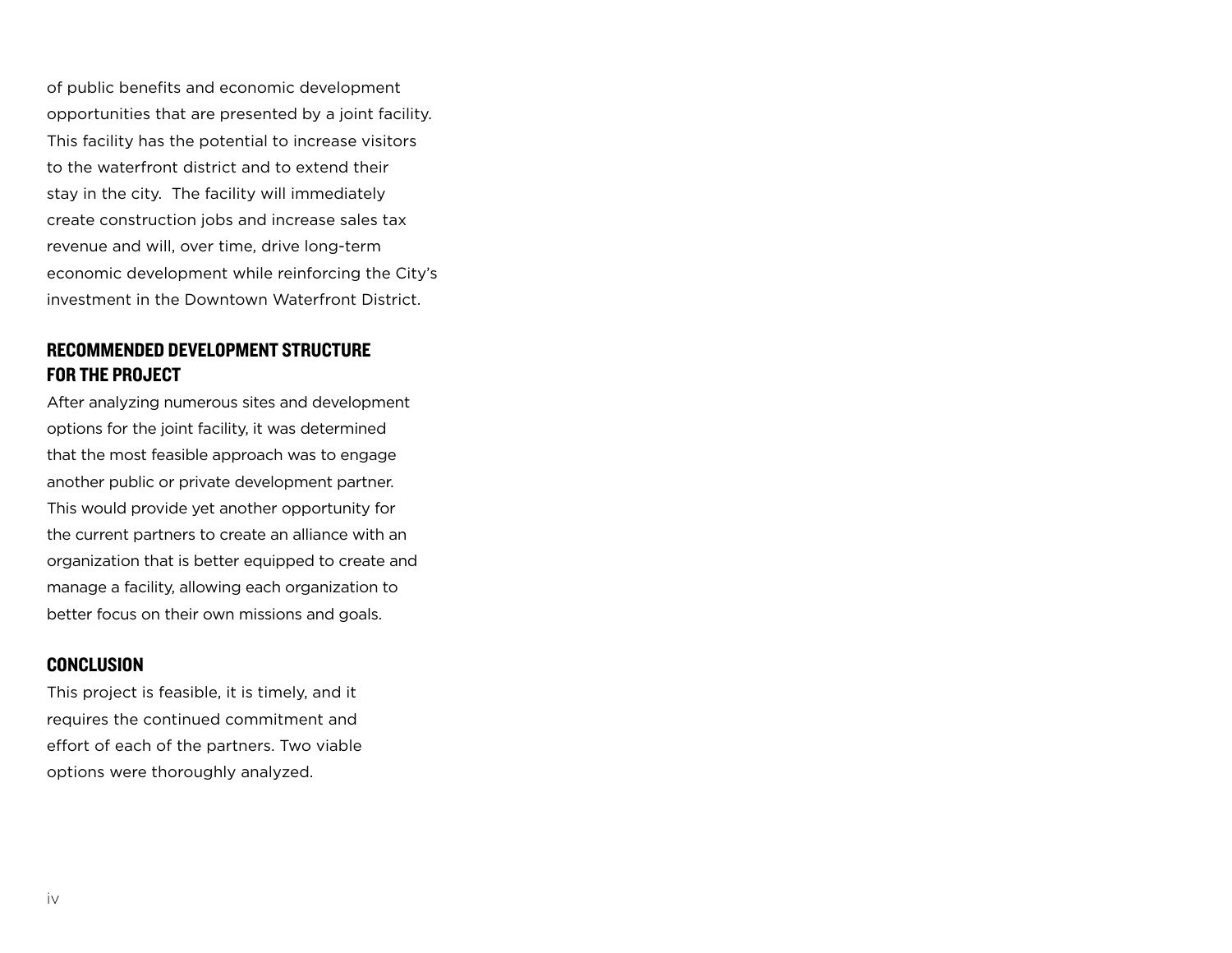of public benefits and economic development opportunities that are presented by a joint facility. This facility has the potential to increase visitors to the waterfront district and to extend their stay in the city. The facility will immediately create construction jobs and increase sales tax revenue and will, over time, drive long-term economic development while reinforcing the City's investment in the Downtown Waterfront District.

## RECOMMENDED DEVELOPMENT STRUCTURE FOR THE PROJECT

After analyzing numerous sites and development options for the joint facility, it was determined that the most feasible approach was to engage another public or private development partner. This would provide yet another opportunity for the current partners to create an alliance with an organization that is better equipped to create and manage a facility, allowing each organization to better focus on their own missions and goals.

## CONCLUSION

This project is feasible, it is timely, and it requires the continued commitment and effort of each of the partners. Two viable options were thoroughly analyzed.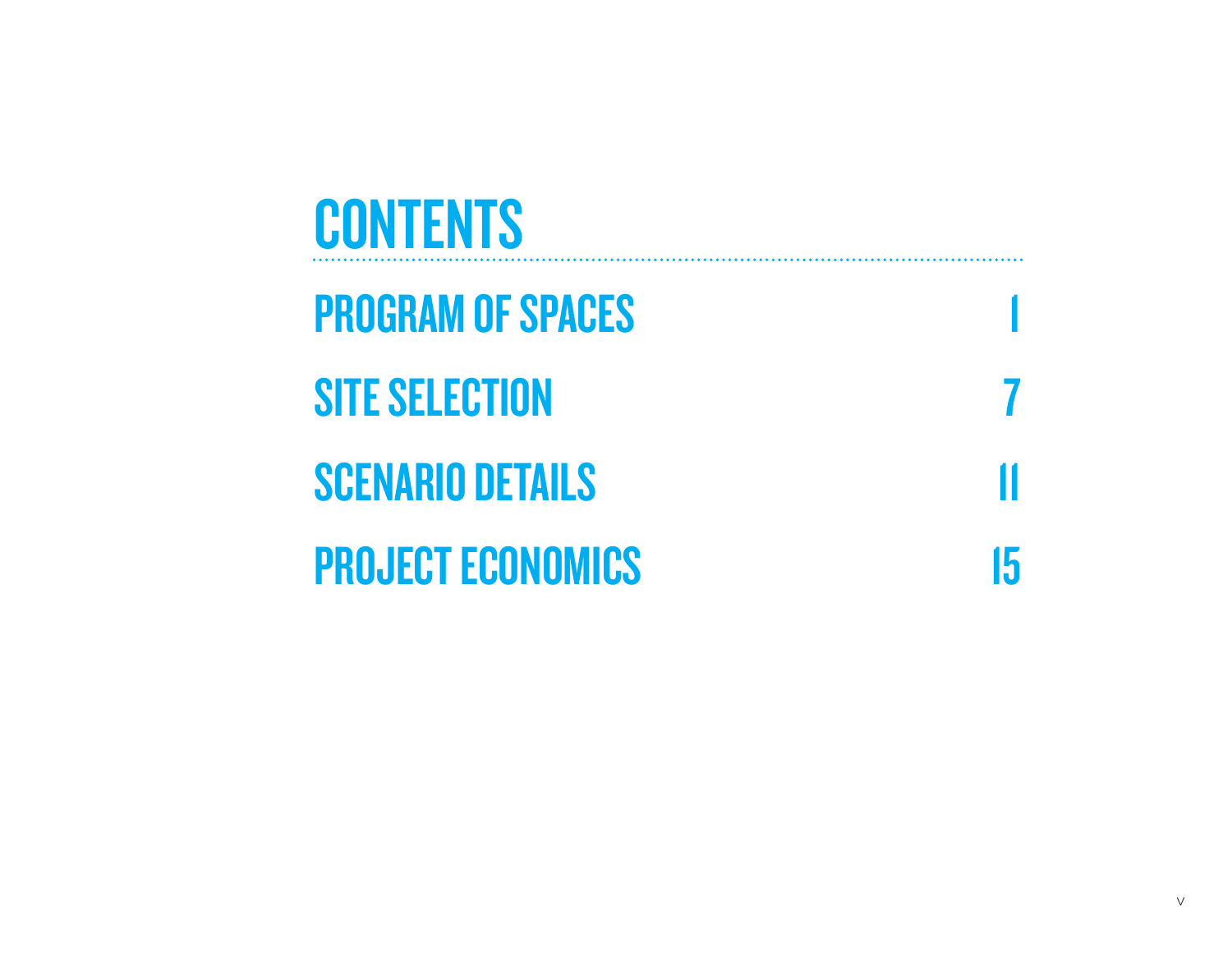# CONTENTS

| | |
|---|---|
| PROGRAM OF SPACES | 1 |
| SITE SELECTION | 7 |
| SCENARIO DETAILS | 11 |
| PROJECT ECONOMICS | 15 |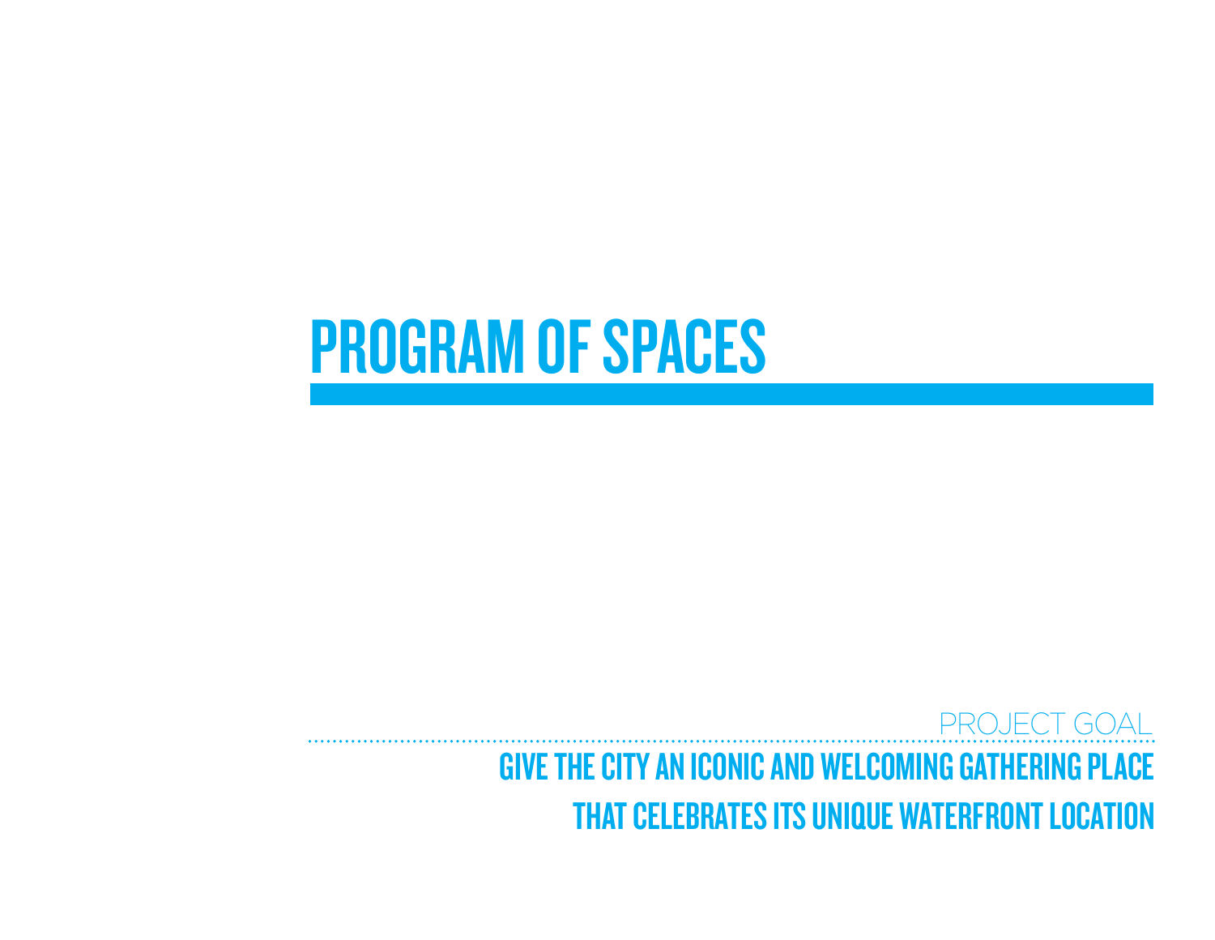# PROGRAM OF SPACES

PROJECT GOAL

**GIVE THE CITY AN ICONIC AND WELCOMING GATHERING PLACE THAT CELEBRATES ITS UNIQUE WATERFRONT LOCATION**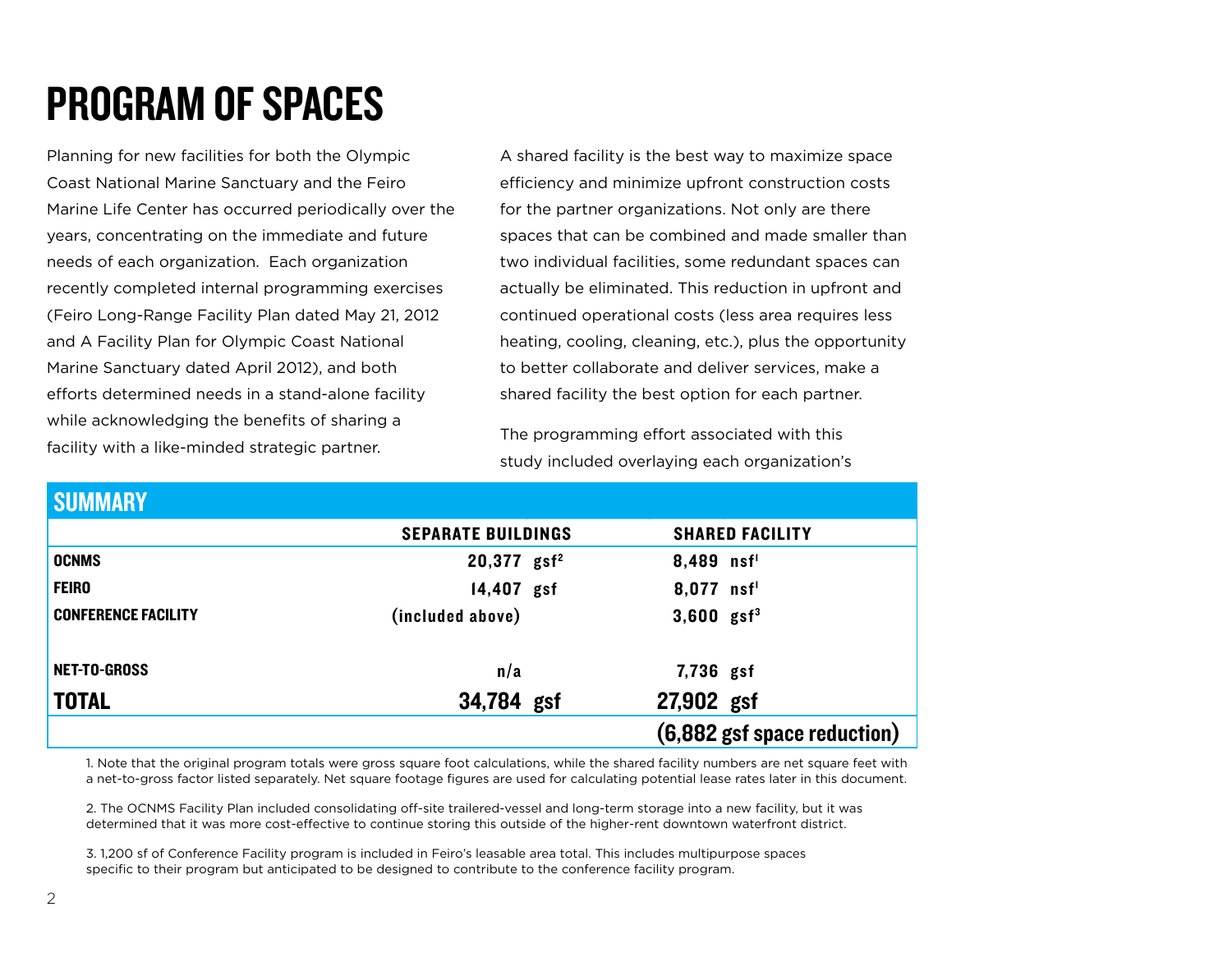# PROGRAM OF SPACES

Planning for new facilities for both the Olympic Coast National Marine Sanctuary and the Feiro Marine Life Center has occurred periodically over the years, concentrating on the immediate and future needs of each organization. Each organization recently completed internal programming exercises (Feiro Long-Range Facility Plan dated May 21, 2012 and A Facility Plan for Olympic Coast National Marine Sanctuary dated April 2012), and both efforts determined needs in a stand-alone facility while acknowledging the benefits of sharing a facility with a like-minded strategic partner.

A shared facility is the best way to maximize space efficiency and minimize upfront construction costs for the partner organizations. Not only are there spaces that can be combined and made smaller than two individual facilities, some redundant spaces can actually be eliminated. This reduction in upfront and continued operational costs (less area requires less heating, cooling, cleaning, etc.), plus the opportunity to better collaborate and deliver services, make a shared facility the best option for each partner.

The programming effort associated with this study included overlaying each organization's

## SUMMARY

| | SEPARATE BUILDINGS | SHARED FACILITY |
|---|---|---|
| **OCNMS** | 20,377 gsf[2] | 8,489 nsf[1] |
| **FEIRO** | 14,407 gsf | 8,077 nsf[1] |
| **CONFERENCE FACILITY** | (included above) | 3,600 gsf[3] |
| **NET-TO-GROSS** | n/a | 7,736 gsf |
| **TOTAL** | **34,784 gsf** | **27,902 gsf** |
| | | **(6,882 gsf space reduction)** |

1. Note that the original program totals were gross square foot calculations, while the shared facility numbers are net square feet with a net-to-gross factor listed separately. Net square footage figures are used for calculating potential lease rates later in this document.

2. The OCNMS Facility Plan included consolidating off-site trailered-vessel and long-term storage into a new facility, but it was determined that it was more cost-effective to continue storing this outside of the higher-rent downtown waterfront district.

3. 1,200 sf of Conference Facility program is included in Feiro's leasable area total. This includes multipurpose spaces specific to their program but anticipated to be designed to contribute to the conference facility program.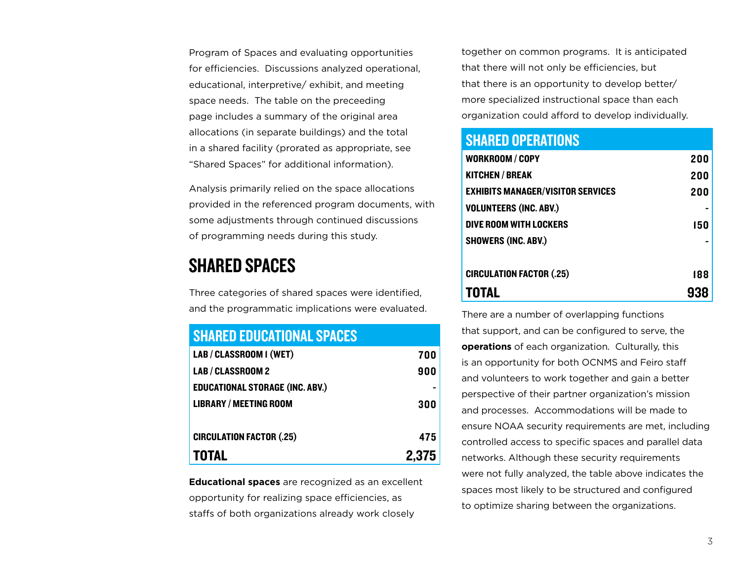Program of Spaces and evaluating opportunities for efficiencies. Discussions analyzed operational, educational, interpretive/ exhibit, and meeting space needs. The table on the preceeding page includes a summary of the original area allocations (in separate buildings) and the total in a shared facility (prorated as appropriate, see "Shared Spaces" for additional information).

Analysis primarily relied on the space allocations provided in the referenced program documents, with some adjustments through continued discussions of programming needs during this study.

## SHARED SPACES

Three categories of shared spaces were identified, and the programmatic implications were evaluated.

| SHARED EDUCATIONAL SPACES | |
|---|---|
| LAB / CLASSROOM 1 (WET) | 700 |
| LAB / CLASSROOM 2 | 900 |
| EDUCATIONAL STORAGE (INC. ABV.) | - |
| LIBRARY / MEETING ROOM | 300 |
| | |
| CIRCULATION FACTOR (.25) | 475 |
| **TOTAL** | **2,375** |

**Educational spaces** are recognized as an excellent opportunity for realizing space efficiencies, as staffs of both organizations already work closely together on common programs. It is anticipated that there will not only be efficiencies, but that there is an opportunity to develop better/ more specialized instructional space than each organization could afford to develop individually.

| SHARED OPERATIONS | |
|---|---|
| WORKROOM / COPY | 200 |
| KITCHEN / BREAK | 200 |
| EXHIBITS MANAGER/VISITOR SERVICES | 200 |
| VOLUNTEERS (INC. ABV.) | - |
| DIVE ROOM WITH LOCKERS | 150 |
| SHOWERS (INC. ABV.) | - |
| | |
| CIRCULATION FACTOR (.25) | 188 |
| **TOTAL** | **938** |

There are a number of overlapping functions that support, and can be configured to serve, the **operations** of each organization. Culturally, this is an opportunity for both OCNMS and Feiro staff and volunteers to work together and gain a better perspective of their partner organization's mission and processes. Accommodations will be made to ensure NOAA security requirements are met, including controlled access to specific spaces and parallel data networks. Although these security requirements were not fully analyzed, the table above indicates the spaces most likely to be structured and configured to optimize sharing between the organizations.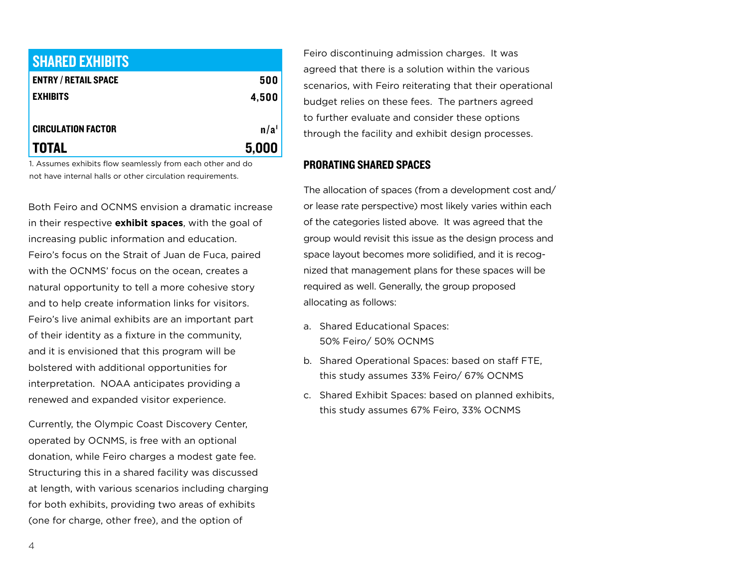| SHARED EXHIBITS | |
|---|---|
| ENTRY / RETAIL SPACE | 500 |
| EXHIBITS | 4,500 |
| CIRCULATION FACTOR | n/a[1] |
| **TOTAL** | **5,000** |

1. Assumes exhibits flow seamlessly from each other and do not have internal halls or other circulation requirements.

Both Feiro and OCNMS envision a dramatic increase in their respective **exhibit spaces**, with the goal of increasing public information and education. Feiro's focus on the Strait of Juan de Fuca, paired with the OCNMS' focus on the ocean, creates a natural opportunity to tell a more cohesive story and to help create information links for visitors. Feiro's live animal exhibits are an important part of their identity as a fixture in the community, and it is envisioned that this program will be bolstered with additional opportunities for interpretation. NOAA anticipates providing a renewed and expanded visitor experience.

Currently, the Olympic Coast Discovery Center, operated by OCNMS, is free with an optional donation, while Feiro charges a modest gate fee. Structuring this in a shared facility was discussed at length, with various scenarios including charging for both exhibits, providing two areas of exhibits (one for charge, other free), and the option of Feiro discontinuing admission charges. It was agreed that there is a solution within the various scenarios, with Feiro reiterating that their operational budget relies on these fees. The partners agreed to further evaluate and consider these options through the facility and exhibit design processes.

### PRORATING SHARED SPACES

The allocation of spaces (from a development cost and/or lease rate perspective) most likely varies within each of the categories listed above. It was agreed that the group would revisit this issue as the design process and space layout becomes more solidified, and it is recognized that management plans for these spaces will be required as well. Generally, the group proposed allocating as follows:

a. Shared Educational Spaces: 50% Feiro/ 50% OCNMS
b. Shared Operational Spaces: based on staff FTE, this study assumes 33% Feiro/ 67% OCNMS
c. Shared Exhibit Spaces: based on planned exhibits, this study assumes 67% Feiro, 33% OCNMS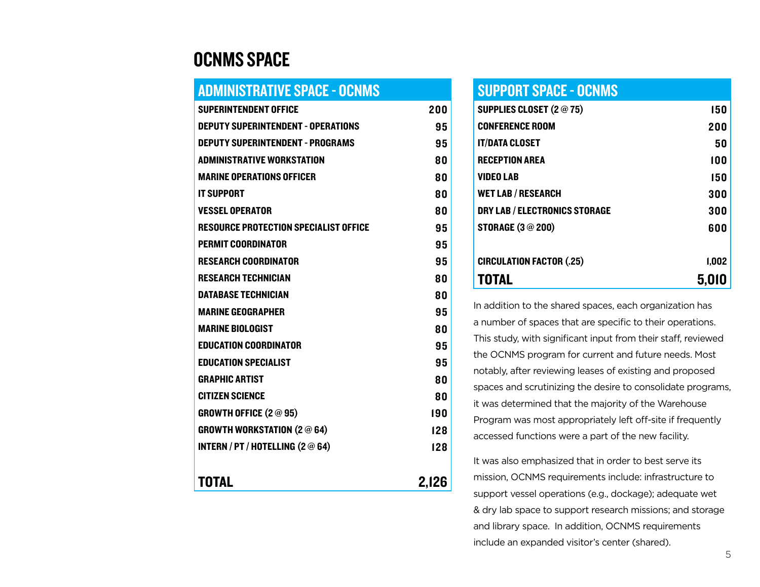# OCNMS SPACE

| ADMINISTRATIVE SPACE - OCNMS | |
|---|---|
| SUPERINTENDENT OFFICE | 200 |
| DEPUTY SUPERINTENDENT - OPERATIONS | 95 |
| DEPUTY SUPERINTENDENT - PROGRAMS | 95 |
| ADMINISTRATIVE WORKSTATION | 80 |
| MARINE OPERATIONS OFFICER | 80 |
| IT SUPPORT | 80 |
| VESSEL OPERATOR | 80 |
| RESOURCE PROTECTION SPECIALIST OFFICE | 95 |
| PERMIT COORDINATOR | 95 |
| RESEARCH COORDINATOR | 95 |
| RESEARCH TECHNICIAN | 80 |
| DATABASE TECHNICIAN | 80 |
| MARINE GEOGRAPHER | 95 |
| MARINE BIOLOGIST | 80 |
| EDUCATION COORDINATOR | 95 |
| EDUCATION SPECIALIST | 95 |
| GRAPHIC ARTIST | 80 |
| CITIZEN SCIENCE | 80 |
| GROWTH OFFICE (2 @ 95) | 190 |
| GROWTH WORKSTATION (2 @ 64) | 128 |
| INTERN / PT / HOTELLING (2 @ 64) | 128 |
| **TOTAL** | **2,126** |

| SUPPORT SPACE - OCNMS | |
|---|---|
| SUPPLIES CLOSET (2 @ 75) | 150 |
| CONFERENCE ROOM | 200 |
| IT/DATA CLOSET | 50 |
| RECEPTION AREA | 100 |
| VIDEO LAB | 150 |
| WET LAB / RESEARCH | 300 |
| DRY LAB / ELECTRONICS STORAGE | 300 |
| STORAGE (3 @ 200) | 600 |
| CIRCULATION FACTOR (.25) | 1,002 |
| **TOTAL** | **5,010** |

In addition to the shared spaces, each organization has a number of spaces that are specific to their operations. This study, with significant input from their staff, reviewed the OCNMS program for current and future needs. Most notably, after reviewing leases of existing and proposed spaces and scrutinizing the desire to consolidate programs, it was determined that the majority of the Warehouse Program was most appropriately left off-site if frequently accessed functions were a part of the new facility.

It was also emphasized that in order to best serve its mission, OCNMS requirements include: infrastructure to support vessel operations (e.g., dockage); adequate wet & dry lab space to support research missions; and storage and library space. In addition, OCNMS requirements include an expanded visitor's center (shared).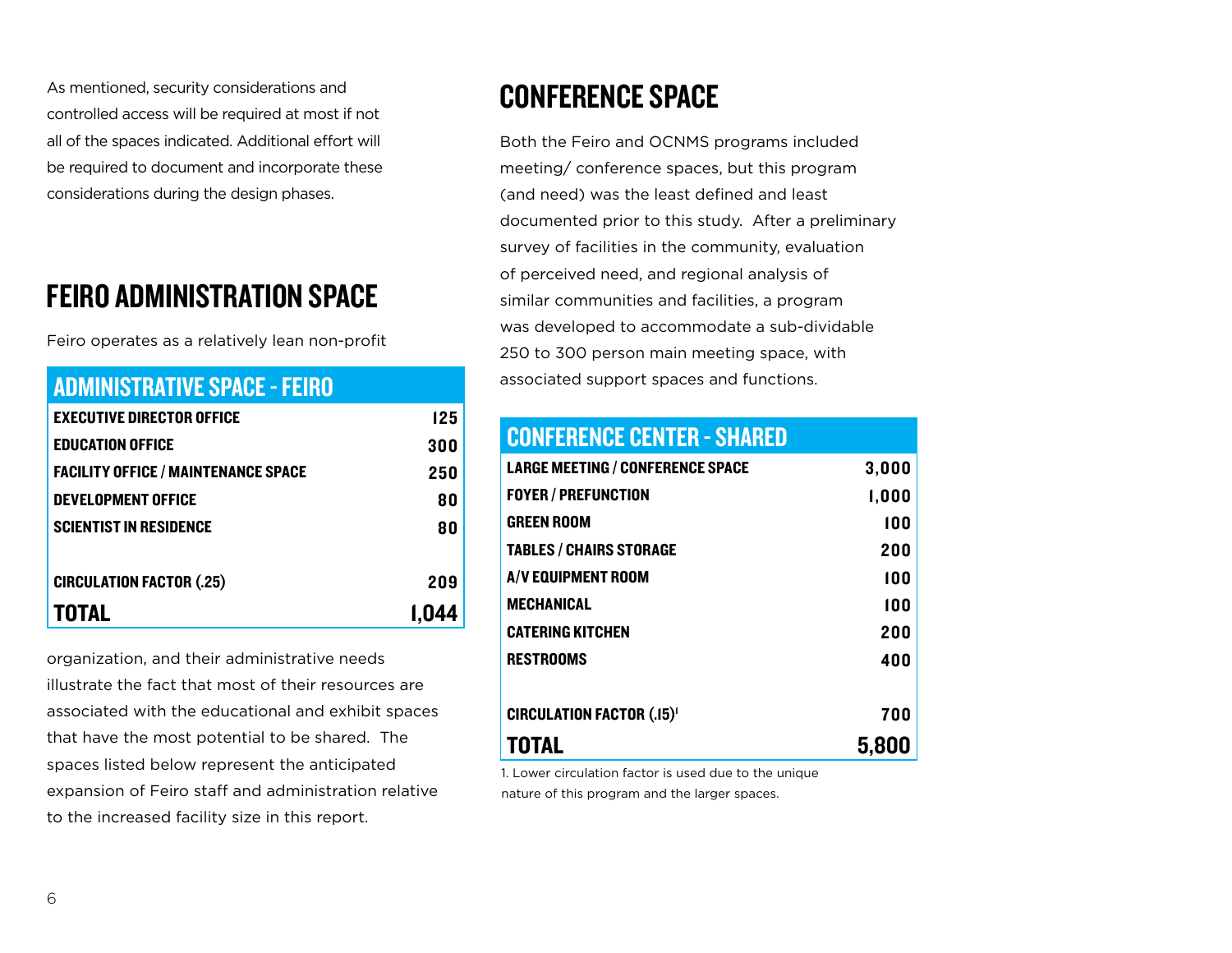As mentioned, security considerations and controlled access will be required at most if not all of the spaces indicated. Additional effort will be required to document and incorporate these considerations during the design phases.

## FEIRO ADMINISTRATION SPACE

Feiro operates as a relatively lean non-profit organization, and their administrative needs illustrate the fact that most of their resources are associated with the educational and exhibit spaces that have the most potential to be shared. The spaces listed below represent the anticipated expansion of Feiro staff and administration relative to the increased facility size in this report.

| ADMINISTRATIVE SPACE - FEIRO | |
|---|---|
| EXECUTIVE DIRECTOR OFFICE | 125 |
| EDUCATION OFFICE | 300 |
| FACILITY OFFICE / MAINTENANCE SPACE | 250 |
| DEVELOPMENT OFFICE | 80 |
| SCIENTIST IN RESIDENCE | 80 |
| CIRCULATION FACTOR (.25) | 209 |
| **TOTAL** | **1,044** |

## CONFERENCE SPACE

Both the Feiro and OCNMS programs included meeting/ conference spaces, but this program (and need) was the least defined and least documented prior to this study. After a preliminary survey of facilities in the community, evaluation of perceived need, and regional analysis of similar communities and facilities, a program was developed to accommodate a sub-dividable 250 to 300 person main meeting space, with associated support spaces and functions.

| CONFERENCE CENTER - SHARED | |
|---|---|
| LARGE MEETING / CONFERENCE SPACE | 3,000 |
| FOYER / PREFUNCTION | 1,000 |
| GREEN ROOM | 100 |
| TABLES / CHAIRS STORAGE | 200 |
| A/V EQUIPMENT ROOM | 100 |
| MECHANICAL | 100 |
| CATERING KITCHEN | 200 |
| RESTROOMS | 400 |
| CIRCULATION FACTOR (.15)[1] | 700 |
| **TOTAL** | **5,800** |

1. Lower circulation factor is used due to the unique nature of this program and the larger spaces.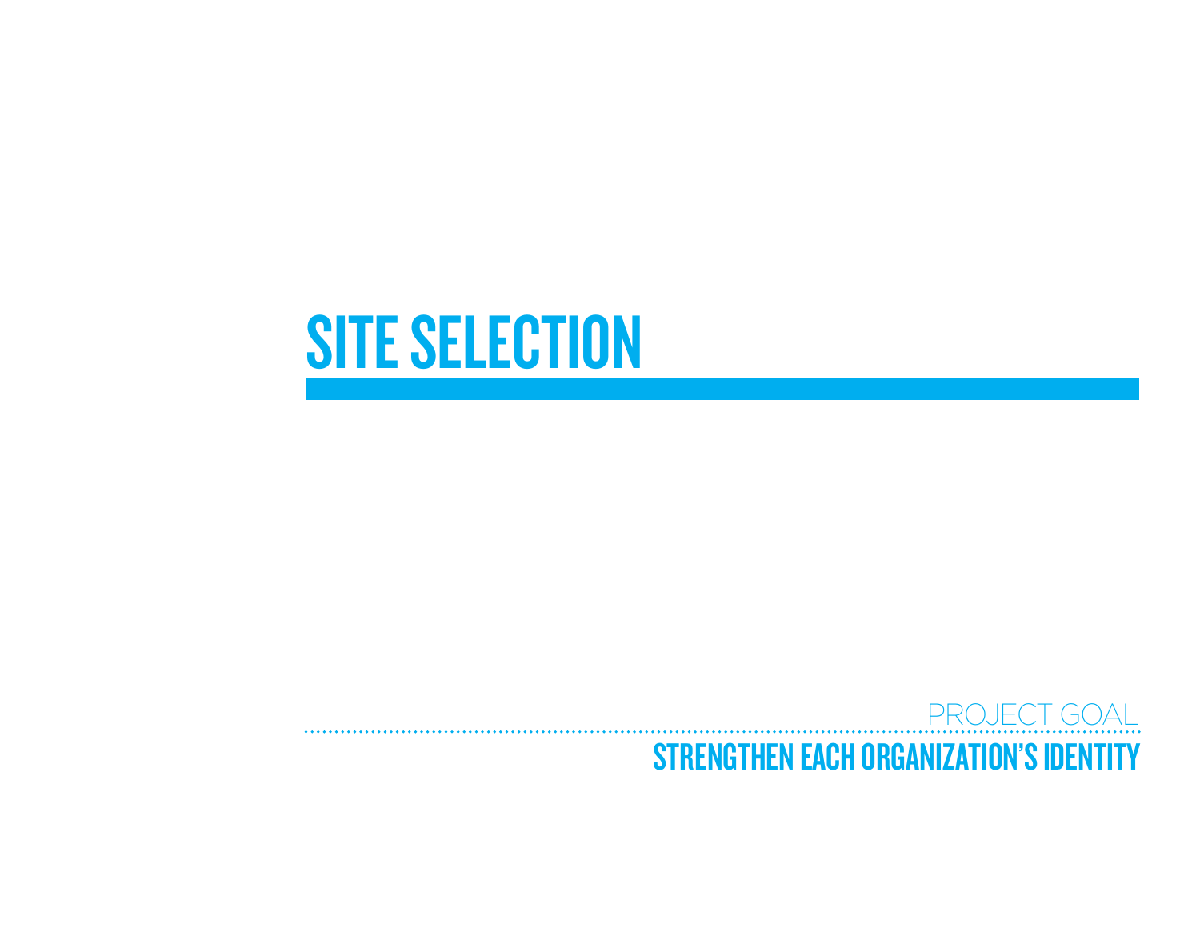# SITE SELECTION

PROJECT GOAL

**STRENGTHEN EACH ORGANIZATION'S IDENTITY**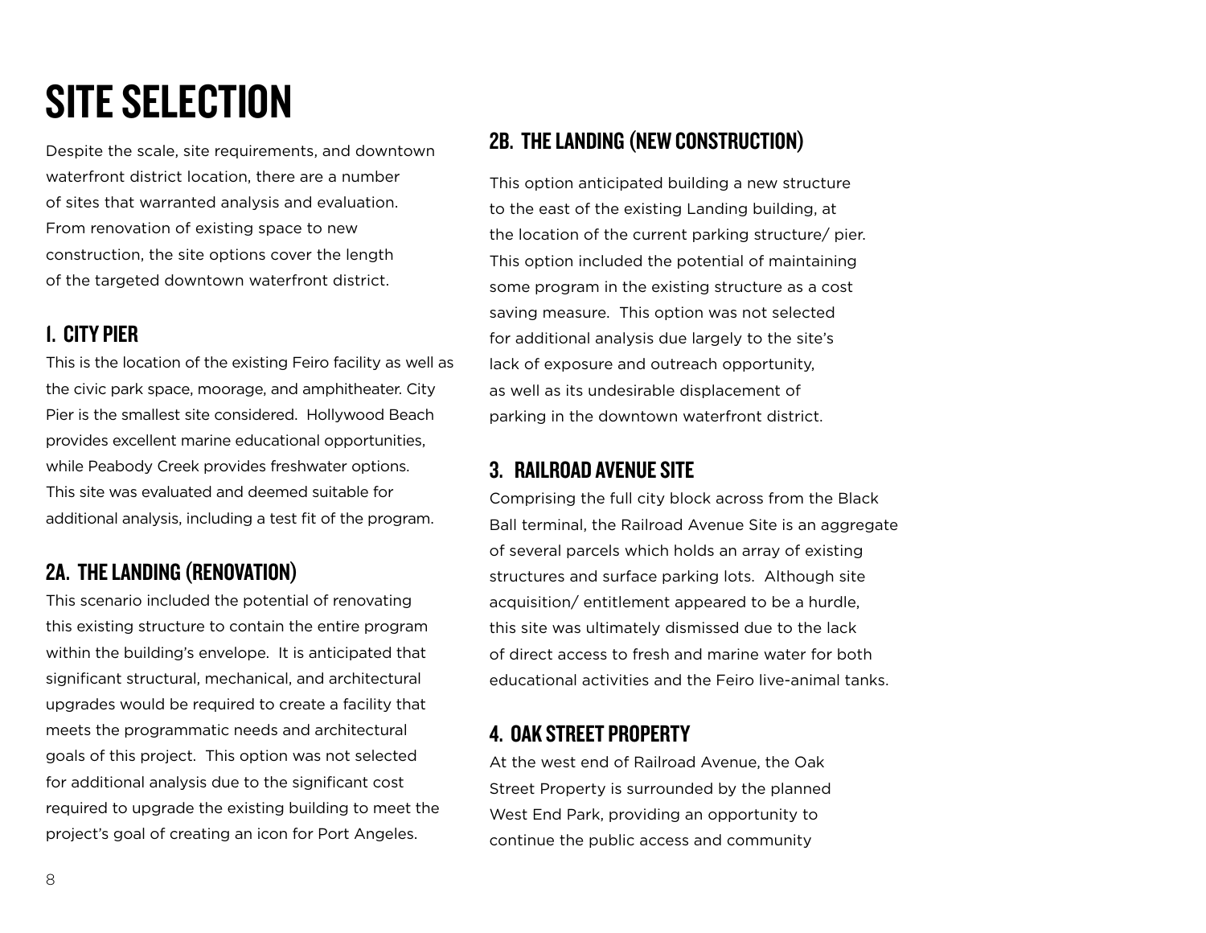# SITE SELECTION

Despite the scale, site requirements, and downtown waterfront district location, there are a number of sites that warranted analysis and evaluation. From renovation of existing space to new construction, the site options cover the length of the targeted downtown waterfront district.

## 1. CITY PIER

This is the location of the existing Feiro facility as well as the civic park space, moorage, and amphitheater. City Pier is the smallest site considered. Hollywood Beach provides excellent marine educational opportunities, while Peabody Creek provides freshwater options. This site was evaluated and deemed suitable for additional analysis, including a test fit of the program.

## 2A. THE LANDING (RENOVATION)

This scenario included the potential of renovating this existing structure to contain the entire program within the building's envelope. It is anticipated that significant structural, mechanical, and architectural upgrades would be required to create a facility that meets the programmatic needs and architectural goals of this project. This option was not selected for additional analysis due to the significant cost required to upgrade the existing building to meet the project's goal of creating an icon for Port Angeles.

## 2B. THE LANDING (NEW CONSTRUCTION)

This option anticipated building a new structure to the east of the existing Landing building, at the location of the current parking structure/ pier. This option included the potential of maintaining some program in the existing structure as a cost saving measure. This option was not selected for additional analysis due largely to the site's lack of exposure and outreach opportunity, as well as its undesirable displacement of parking in the downtown waterfront district.

## 3. RAILROAD AVENUE SITE

Comprising the full city block across from the Black Ball terminal, the Railroad Avenue Site is an aggregate of several parcels which holds an array of existing structures and surface parking lots. Although site acquisition/ entitlement appeared to be a hurdle, this site was ultimately dismissed due to the lack of direct access to fresh and marine water for both educational activities and the Feiro live-animal tanks.

## 4. OAK STREET PROPERTY

At the west end of Railroad Avenue, the Oak Street Property is surrounded by the planned West End Park, providing an opportunity to continue the public access and community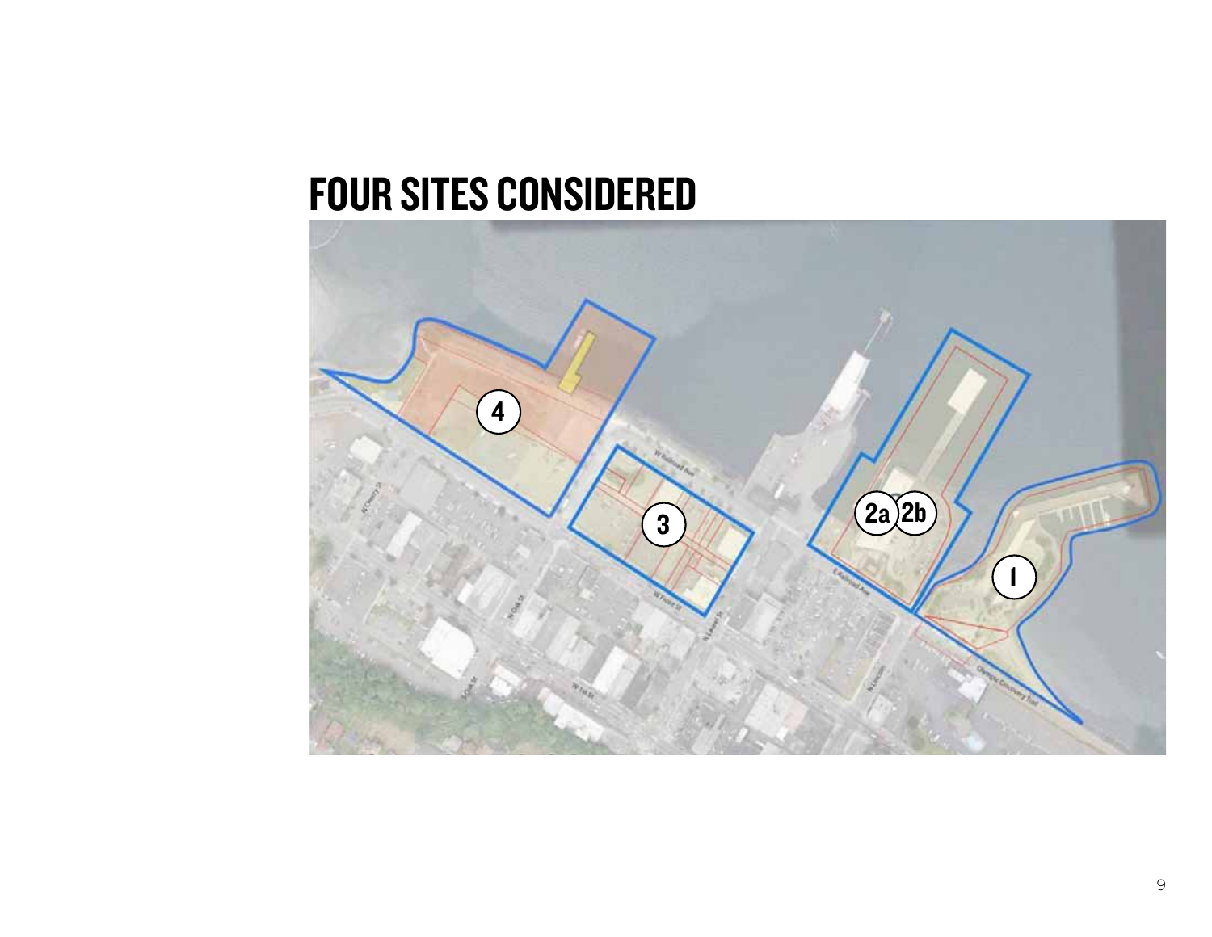# FOUR SITES CONSIDERED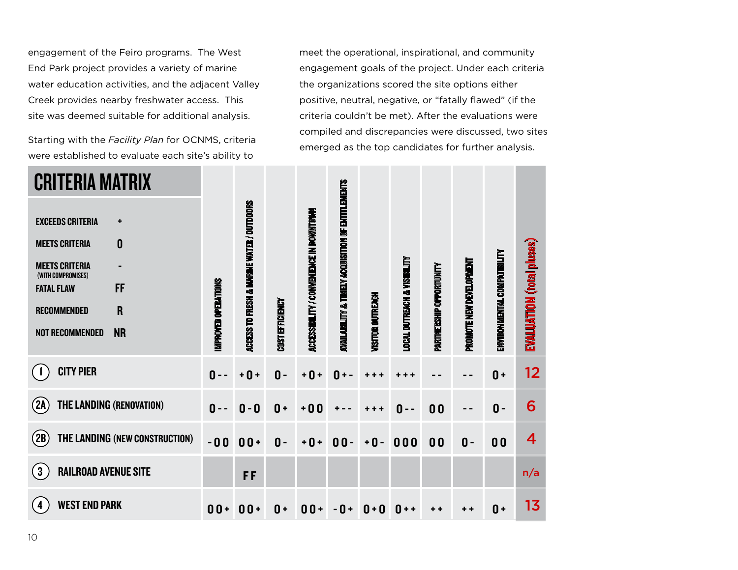engagement of the Feiro programs. The West End Park project provides a variety of marine water education activities, and the adjacent Valley Creek provides nearby freshwater access. This site was deemed suitable for additional analysis.

Starting with the *Facility Plan* for OCNMS, criteria were established to evaluate each site's ability to meet the operational, inspirational, and community engagement goals of the project. Under each criteria the organizations scored the site options either positive, neutral, negative, or "fatally flawed" (if the criteria couldn't be met). After the evaluations were compiled and discrepancies were discussed, two sites emerged as the top candidates for further analysis.

## CRITERIA MATRIX

| Legend | |
|---|---|
| EXCEEDS CRITERIA | + |
| MEETS CRITERIA | 0 |
| MEETS CRITERIA (WITH COMPROMISES) | - |
| FATAL FLAW | FF |
| RECOMMENDED | R |
| NOT RECOMMENDED | NR |

| Site | IMPROVED OPERATIONS | ACCESS TO FRESH & MARINE WATER / OUTDOORS | COST EFFICIENCY | ACCESSIBILITY / CONVENIENCE IN DOWNTOWN | AVAILABILITY & TIMELY ACQUISITION OF ENTITLEMENTS | VISITOR OUTREACH | LOCAL OUTREACH & VISIBILITY | PARTNERSHIP OPPORTUNITY | PROMOTE NEW DEVELOPMENT | ENVIRONMENTAL COMPATIBILITY | EVALUATION (total pluses) |
|---|---|---|---|---|---|---|---|---|---|---|---|
| 1 CITY PIER | 0 - - | + 0 + | 0 - | + 0 + | 0 + - | + + + | + + + | - - | - - | 0 + | 12 |
| 2A THE LANDING (RENOVATION) | 0 - - | 0 - 0 | 0 + | + 0 0 | + - - | + + + | 0 - - | 0 0 | - - | 0 - | 6 |
| 2B THE LANDING (NEW CONSTRUCTION) | - 0 0 | 0 0 + | 0 - | + 0 + | 0 0 - | + 0 - | 0 0 0 | 0 0 | 0 - | 0 0 | 4 |
| 3 RAILROAD AVENUE SITE | | FF | | | | | | | | | n/a |
| 4 WEST END PARK | 0 0 + | 0 0 + | 0 + | 0 0 + | - 0 + | 0 + 0 | 0 + + | + + | + + | 0 + | 13 |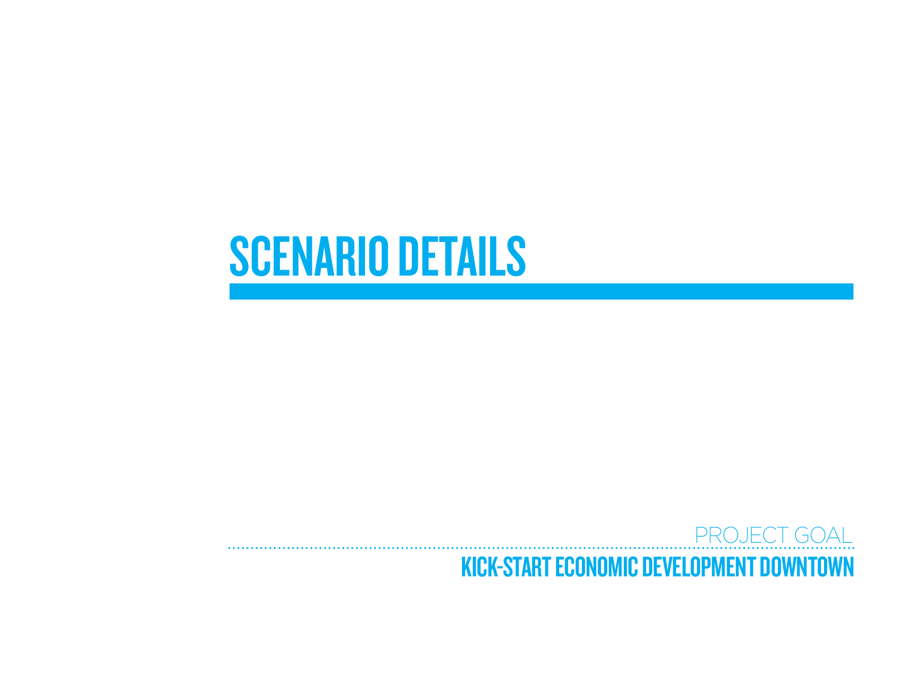# SCENARIO DETAILS

PROJECT GOAL

**KICK-START ECONOMIC DEVELOPMENT DOWNTOWN**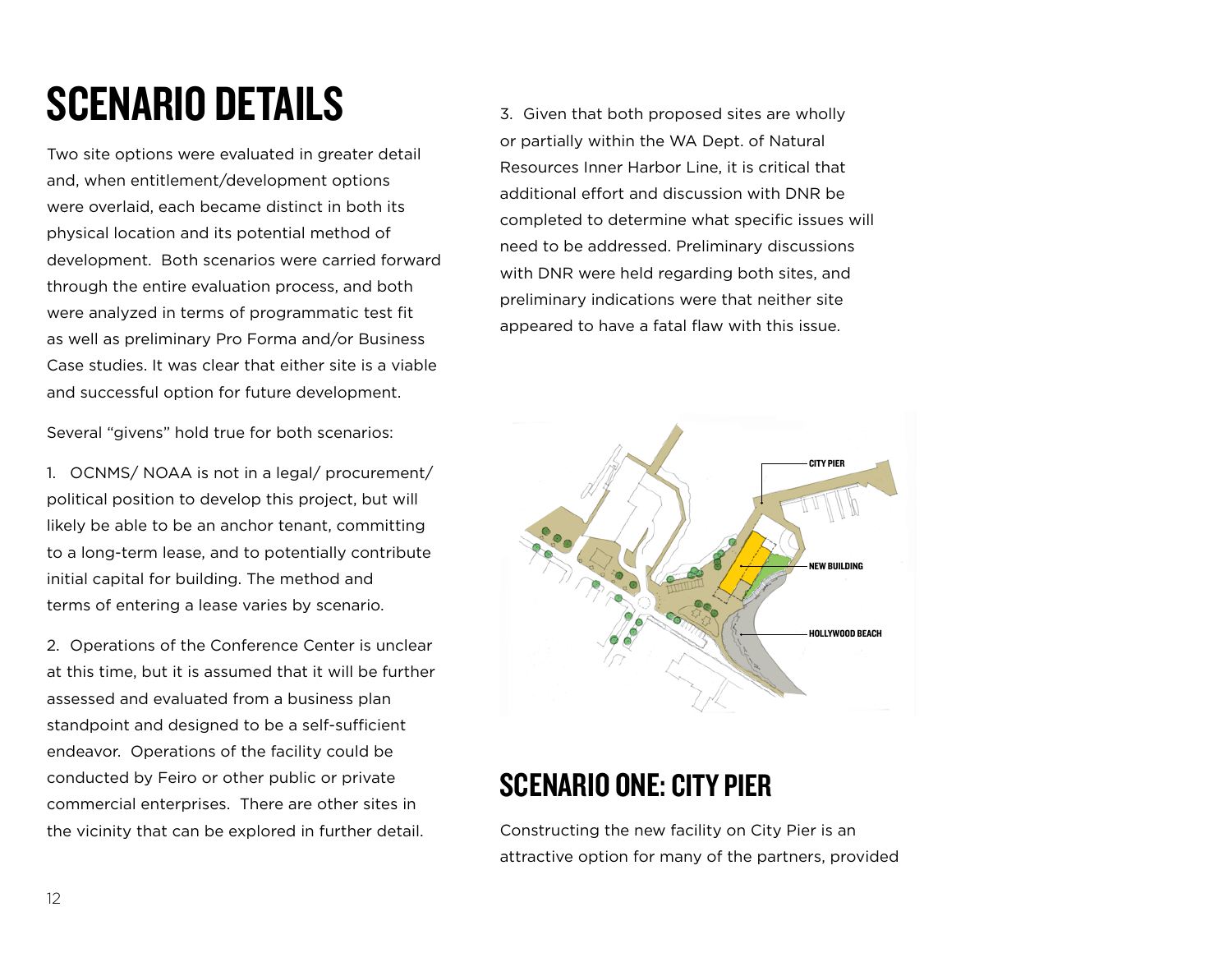# SCENARIO DETAILS

Two site options were evaluated in greater detail and, when entitlement/development options were overlaid, each became distinct in both its physical location and its potential method of development. Both scenarios were carried forward through the entire evaluation process, and both were analyzed in terms of programmatic test fit as well as preliminary Pro Forma and/or Business Case studies. It was clear that either site is a viable and successful option for future development.

Several "givens" hold true for both scenarios:

1. OCNMS/ NOAA is not in a legal/ procurement/ political position to develop this project, but will likely be able to be an anchor tenant, committing to a long-term lease, and to potentially contribute initial capital for building. The method and terms of entering a lease varies by scenario.

2. Operations of the Conference Center is unclear at this time, but it is assumed that it will be further assessed and evaluated from a business plan standpoint and designed to be a self-sufficient endeavor. Operations of the facility could be conducted by Feiro or other public or private commercial enterprises. There are other sites in the vicinity that can be explored in further detail.

3. Given that both proposed sites are wholly or partially within the WA Dept. of Natural Resources Inner Harbor Line, it is critical that additional effort and discussion with DNR be completed to determine what specific issues will need to be addressed. Preliminary discussions with DNR were held regarding both sites, and preliminary indications were that neither site appeared to have a fatal flaw with this issue.

## SCENARIO ONE: CITY PIER

Constructing the new facility on City Pier is an attractive option for many of the partners, provided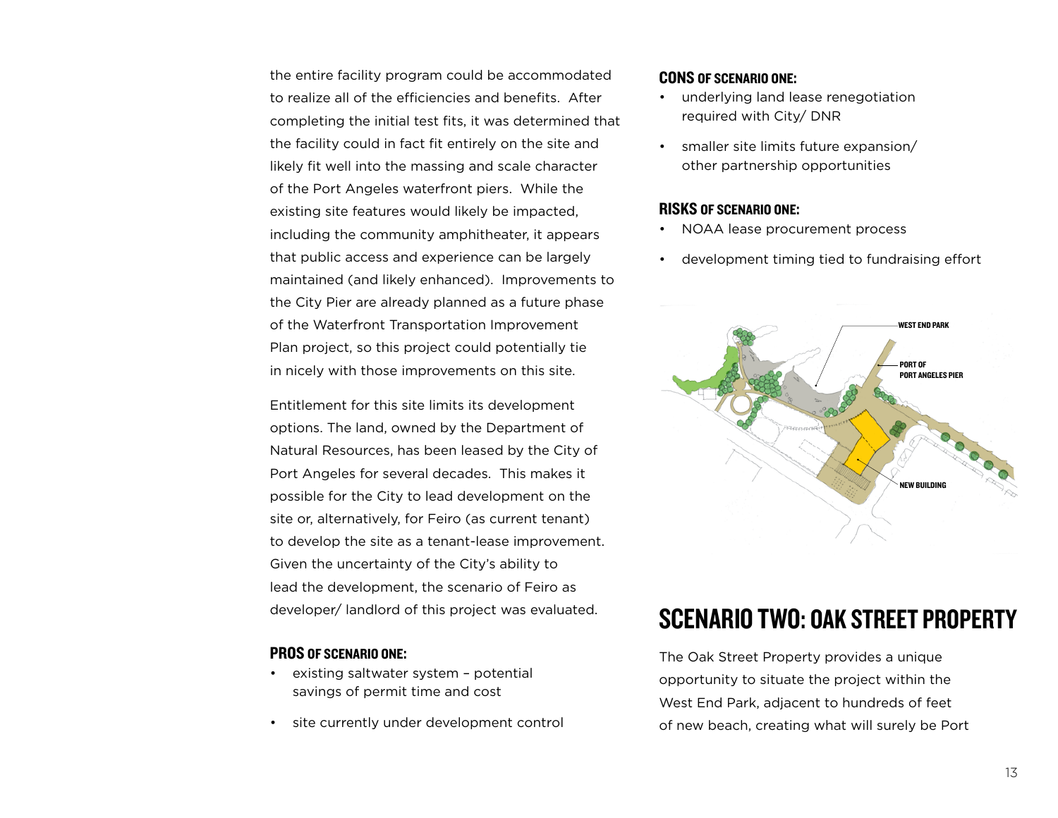the entire facility program could be accommodated to realize all of the efficiencies and benefits. After completing the initial test fits, it was determined that the facility could in fact fit entirely on the site and likely fit well into the massing and scale character of the Port Angeles waterfront piers. While the existing site features would likely be impacted, including the community amphitheater, it appears that public access and experience can be largely maintained (and likely enhanced). Improvements to the City Pier are already planned as a future phase of the Waterfront Transportation Improvement Plan project, so this project could potentially tie in nicely with those improvements on this site.

Entitlement for this site limits its development options. The land, owned by the Department of Natural Resources, has been leased by the City of Port Angeles for several decades. This makes it possible for the City to lead development on the site or, alternatively, for Feiro (as current tenant) to develop the site as a tenant-lease improvement. Given the uncertainty of the City's ability to lead the development, the scenario of Feiro as developer/ landlord of this project was evaluated.

### PROS OF SCENARIO ONE:

- existing saltwater system – potential savings of permit time and cost
- site currently under development control

### CONS OF SCENARIO ONE:

- underlying land lease renegotiation required with City/ DNR
- smaller site limits future expansion/ other partnership opportunities

### RISKS OF SCENARIO ONE:

- NOAA lease procurement process
- development timing tied to fundraising effort

WEST END PARK

PORT OF PORT ANGELES PIER

NEW BUILDING

## SCENARIO TWO: OAK STREET PROPERTY

The Oak Street Property provides a unique opportunity to situate the project within the West End Park, adjacent to hundreds of feet of new beach, creating what will surely be Port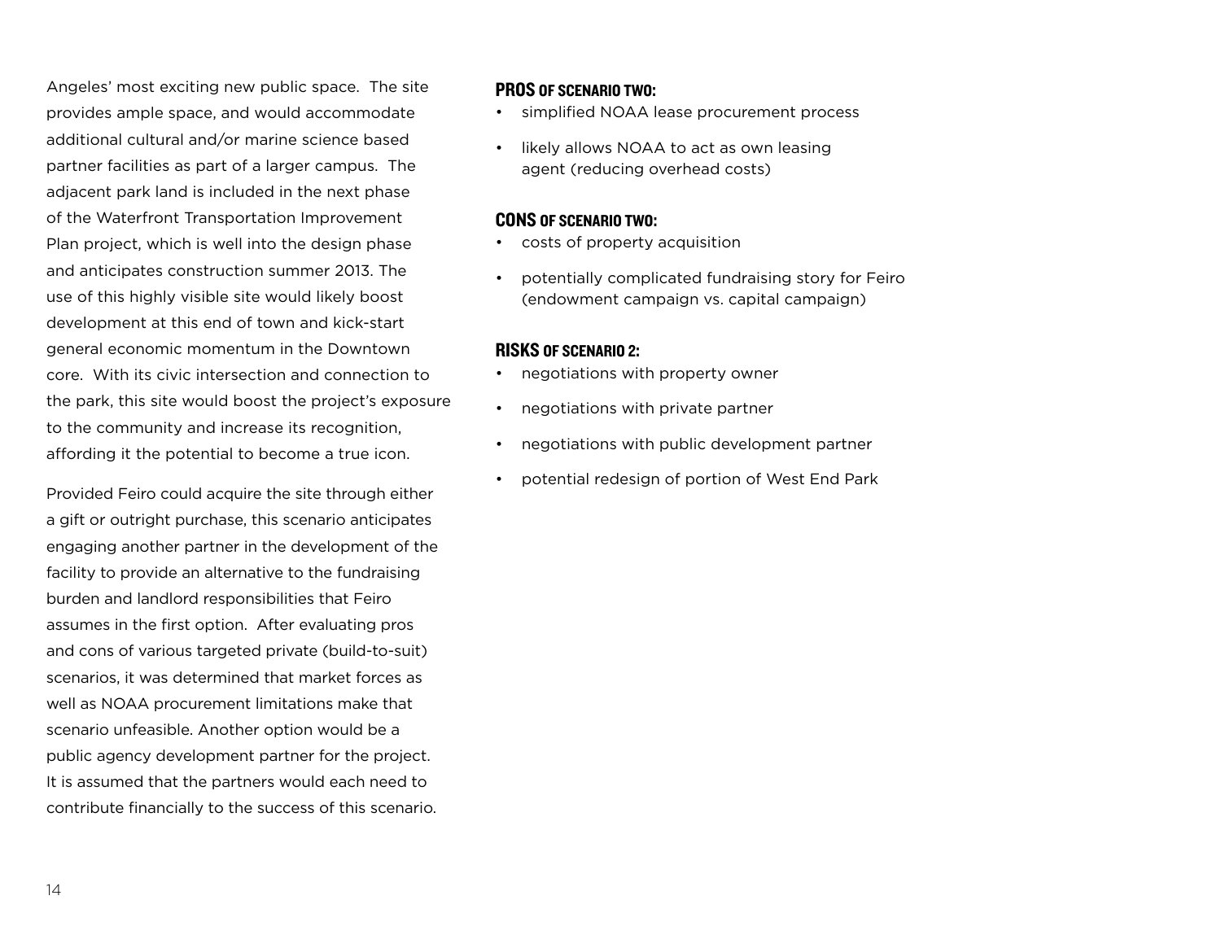Angeles' most exciting new public space. The site provides ample space, and would accommodate additional cultural and/or marine science based partner facilities as part of a larger campus. The adjacent park land is included in the next phase of the Waterfront Transportation Improvement Plan project, which is well into the design phase and anticipates construction summer 2013. The use of this highly visible site would likely boost development at this end of town and kick-start general economic momentum in the Downtown core. With its civic intersection and connection to the park, this site would boost the project's exposure to the community and increase its recognition, affording it the potential to become a true icon.

Provided Feiro could acquire the site through either a gift or outright purchase, this scenario anticipates engaging another partner in the development of the facility to provide an alternative to the fundraising burden and landlord responsibilities that Feiro assumes in the first option. After evaluating pros and cons of various targeted private (build-to-suit) scenarios, it was determined that market forces as well as NOAA procurement limitations make that scenario unfeasible. Another option would be a public agency development partner for the project. It is assumed that the partners would each need to contribute financially to the success of this scenario.

### **PROS** OF SCENARIO TWO:

- simplified NOAA lease procurement process
- likely allows NOAA to act as own leasing agent (reducing overhead costs)

### **CONS** OF SCENARIO TWO:

- costs of property acquisition
- potentially complicated fundraising story for Feiro (endowment campaign vs. capital campaign)

### **RISKS** OF SCENARIO 2:

- negotiations with property owner
- negotiations with private partner
- negotiations with public development partner
- potential redesign of portion of West End Park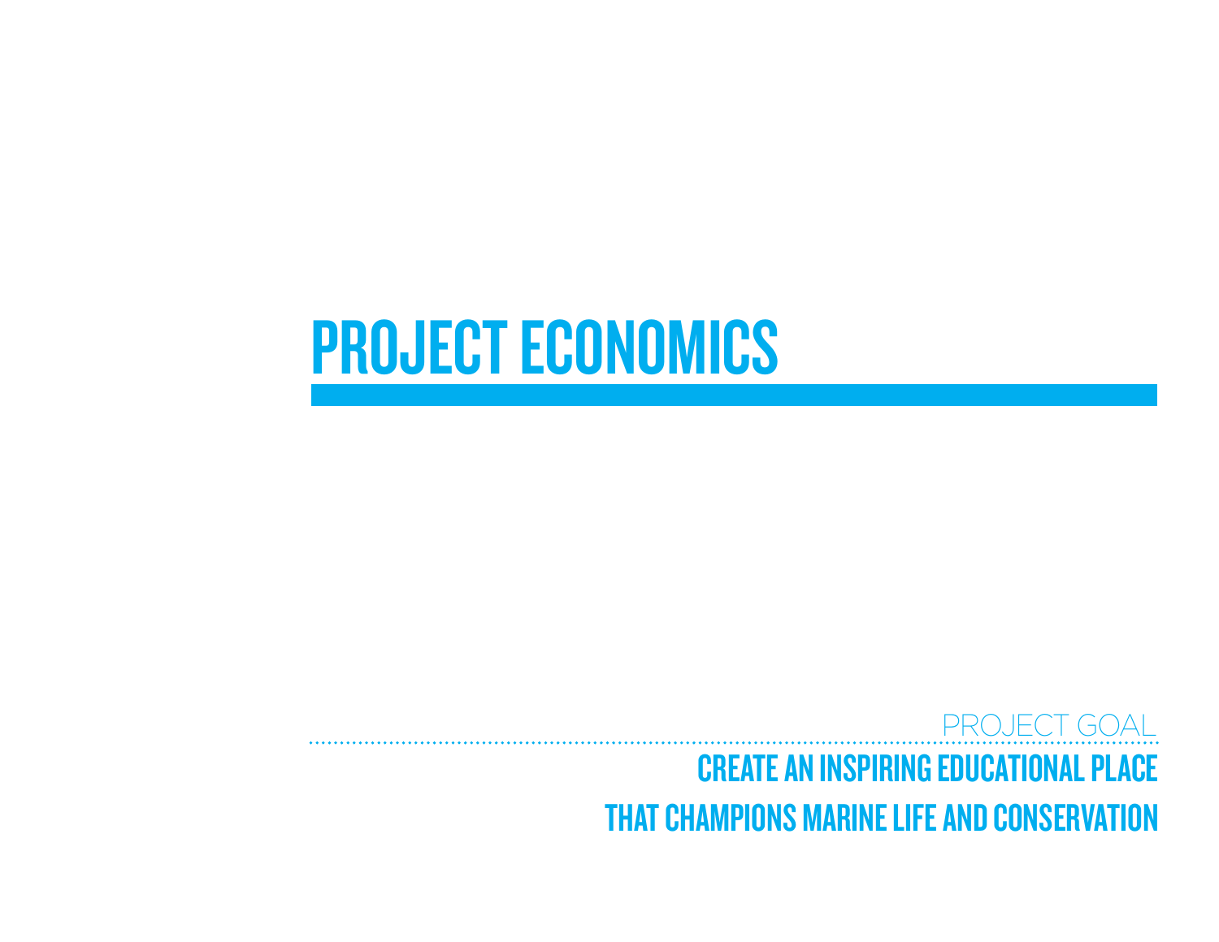# PROJECT ECONOMICS

PROJECT GOAL

**CREATE AN INSPIRING EDUCATIONAL PLACE THAT CHAMPIONS MARINE LIFE AND CONSERVATION**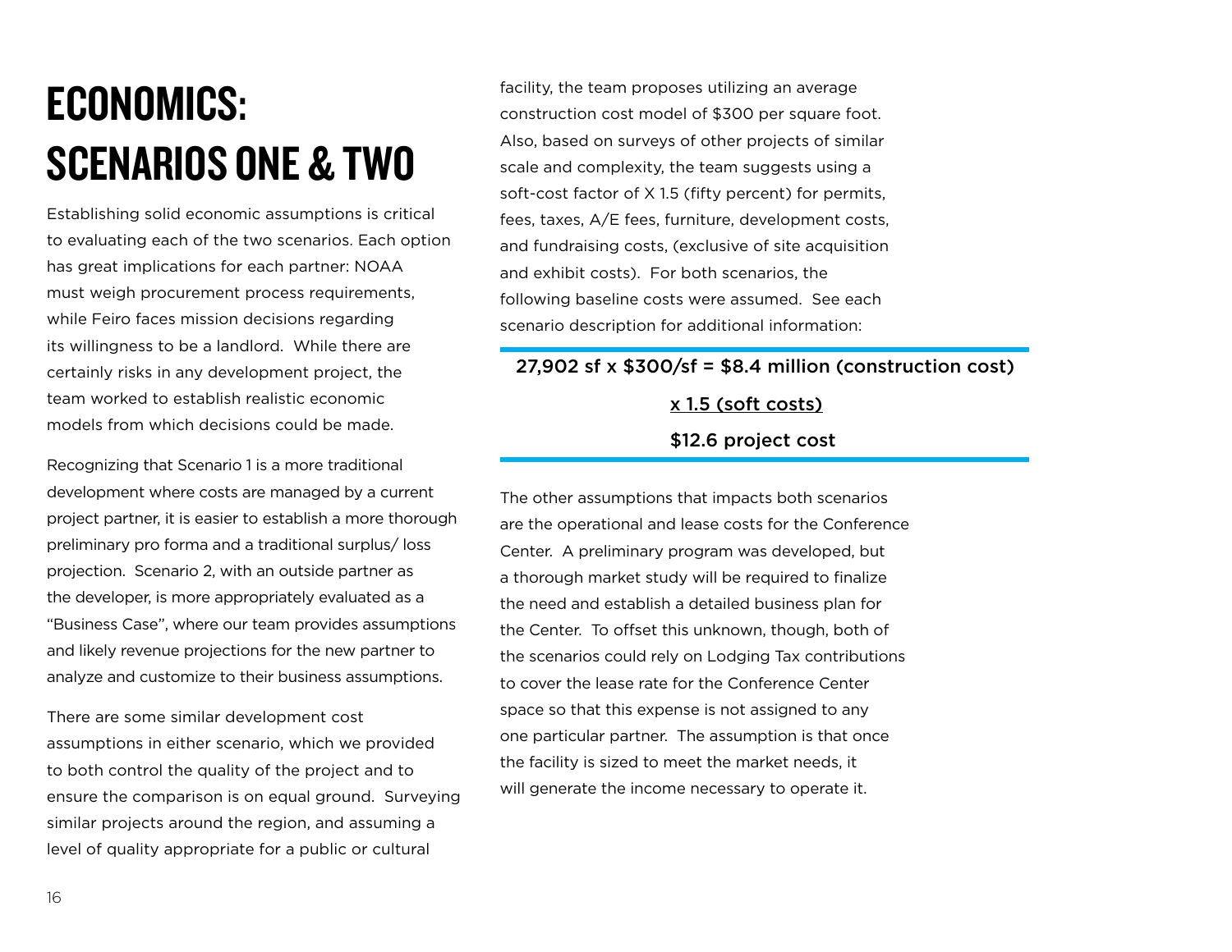# ECONOMICS: SCENARIOS ONE & TWO

Establishing solid economic assumptions is critical to evaluating each of the two scenarios. Each option has great implications for each partner: NOAA must weigh procurement process requirements, while Feiro faces mission decisions regarding its willingness to be a landlord. While there are certainly risks in any development project, the team worked to establish realistic economic models from which decisions could be made.

Recognizing that Scenario 1 is a more traditional development where costs are managed by a current project partner, it is easier to establish a more thorough preliminary pro forma and a traditional surplus/ loss projection. Scenario 2, with an outside partner as the developer, is more appropriately evaluated as a "Business Case", where our team provides assumptions and likely revenue projections for the new partner to analyze and customize to their business assumptions.

There are some similar development cost assumptions in either scenario, which we provided to both control the quality of the project and to ensure the comparison is on equal ground. Surveying similar projects around the region, and assuming a level of quality appropriate for a public or cultural facility, the team proposes utilizing an average construction cost model of $300 per square foot. Also, based on surveys of other projects of similar scale and complexity, the team suggests using a soft-cost factor of X 1.5 (fifty percent) for permits, fees, taxes, A/E fees, furniture, development costs, and fundraising costs, (exclusive of site acquisition and exhibit costs). For both scenarios, the following baseline costs were assumed. See each scenario description for additional information:

---

27,902 sf x $300/sf = $8.4 million (construction cost)

x 1.5 (soft costs)

$12.6 project cost

---

The other assumptions that impacts both scenarios are the operational and lease costs for the Conference Center. A preliminary program was developed, but a thorough market study will be required to finalize the need and establish a detailed business plan for the Center. To offset this unknown, though, both of the scenarios could rely on Lodging Tax contributions to cover the lease rate for the Conference Center space so that this expense is not assigned to any one particular partner. The assumption is that once the facility is sized to meet the market needs, it will generate the income necessary to operate it.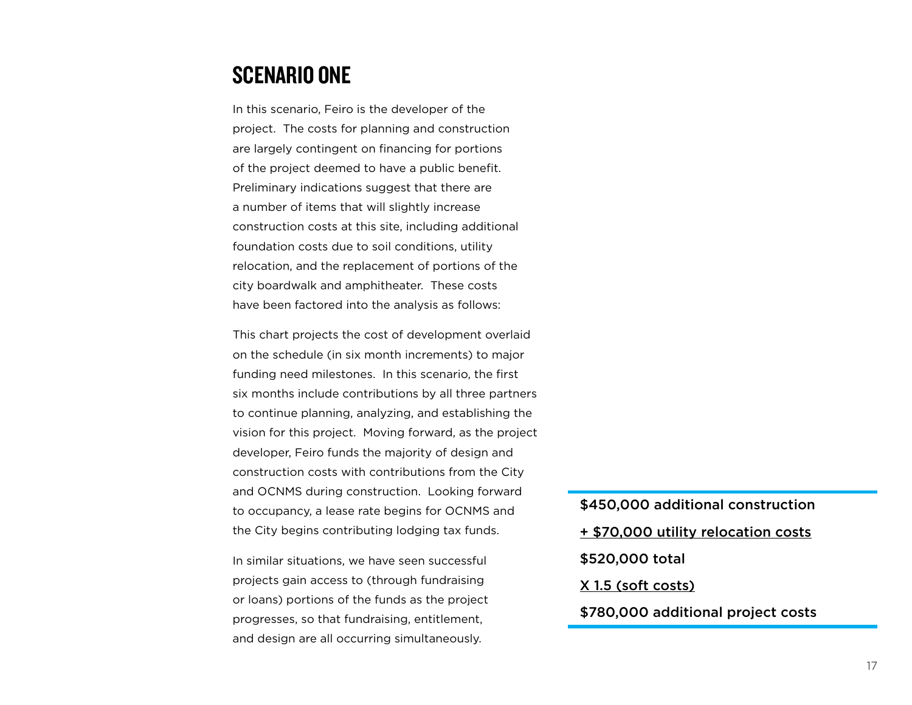## SCENARIO ONE

In this scenario, Feiro is the developer of the project. The costs for planning and construction are largely contingent on financing for portions of the project deemed to have a public benefit. Preliminary indications suggest that there are a number of items that will slightly increase construction costs at this site, including additional foundation costs due to soil conditions, utility relocation, and the replacement of portions of the city boardwalk and amphitheater. These costs have been factored into the analysis as follows:

$450,000 additional construction

+ $70,000 utility relocation costs

$520,000 total

X 1.5 (soft costs)

$780,000 additional project costs

This chart projects the cost of development overlaid on the schedule (in six month increments) to major funding need milestones. In this scenario, the first six months include contributions by all three partners to continue planning, analyzing, and establishing the vision for this project. Moving forward, as the project developer, Feiro funds the majority of design and construction costs with contributions from the City and OCNMS during construction. Looking forward to occupancy, a lease rate begins for OCNMS and the City begins contributing lodging tax funds.

In similar situations, we have seen successful projects gain access to (through fundraising or loans) portions of the funds as the project progresses, so that fundraising, entitlement, and design are all occurring simultaneously.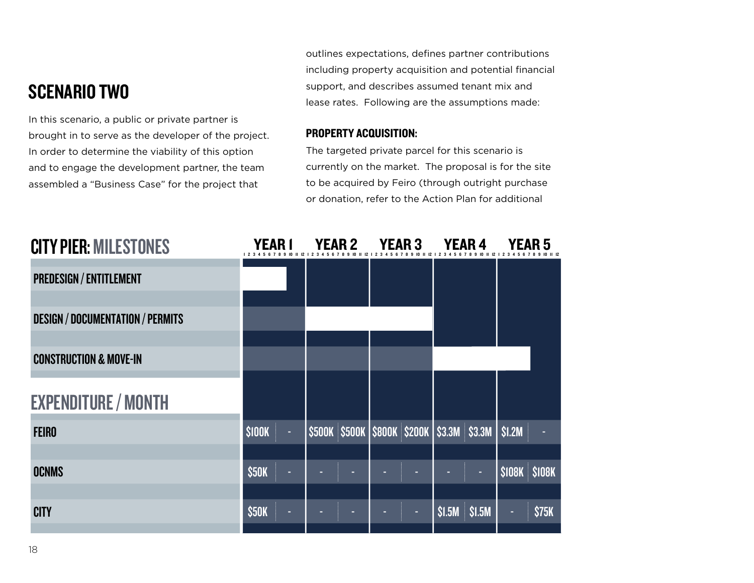## SCENARIO TWO

In this scenario, a public or private partner is brought in to serve as the developer of the project. In order to determine the viability of this option and to engage the development partner, the team assembled a "Business Case" for the project that outlines expectations, defines partner contributions including property acquisition and potential financial support, and describes assumed tenant mix and lease rates. Following are the assumptions made:

### PROPERTY ACQUISITION:

The targeted private parcel for this scenario is currently on the market. The proposal is for the site to be acquired by Feiro (through outright purchase or donation, refer to the Action Plan for additional

## CITY PIER: MILESTONES

| CITY PIER: MILESTONES | YEAR 1 | YEAR 2 | YEAR 3 | YEAR 4 | YEAR 5 |
|---|---|---|---|---|---|
| PREDESIGN / ENTITLEMENT | | | | | |
| DESIGN / DOCUMENTATION / PERMITS | | | | | |
| CONSTRUCTION & MOVE-IN | | | | | |

## EXPENDITURE / MONTH

| | Year 1 (months 1–6) | Year 1 (months 7–12) | Year 2 (months 1–6) | Year 2 (months 7–12) | Year 3 (months 1–6) | Year 3 (months 7–12) | Year 4 (months 1–6) | Year 4 (months 7–12) | Year 5 (months 1–6) | Year 5 (months 7–12) |
|---|---|---|---|---|---|---|---|---|---|---|
| FEIRO | $100K | - | $500K | $500K | $800K | $200K | $3.3M | $3.3M | $1.2M | - |
| OCNMS | $50K | - | - | - | - | - | - | - | $108K | $108K |
| CITY | $50K | - | - | - | - | - | $1.5M | $1.5M | - | $75K |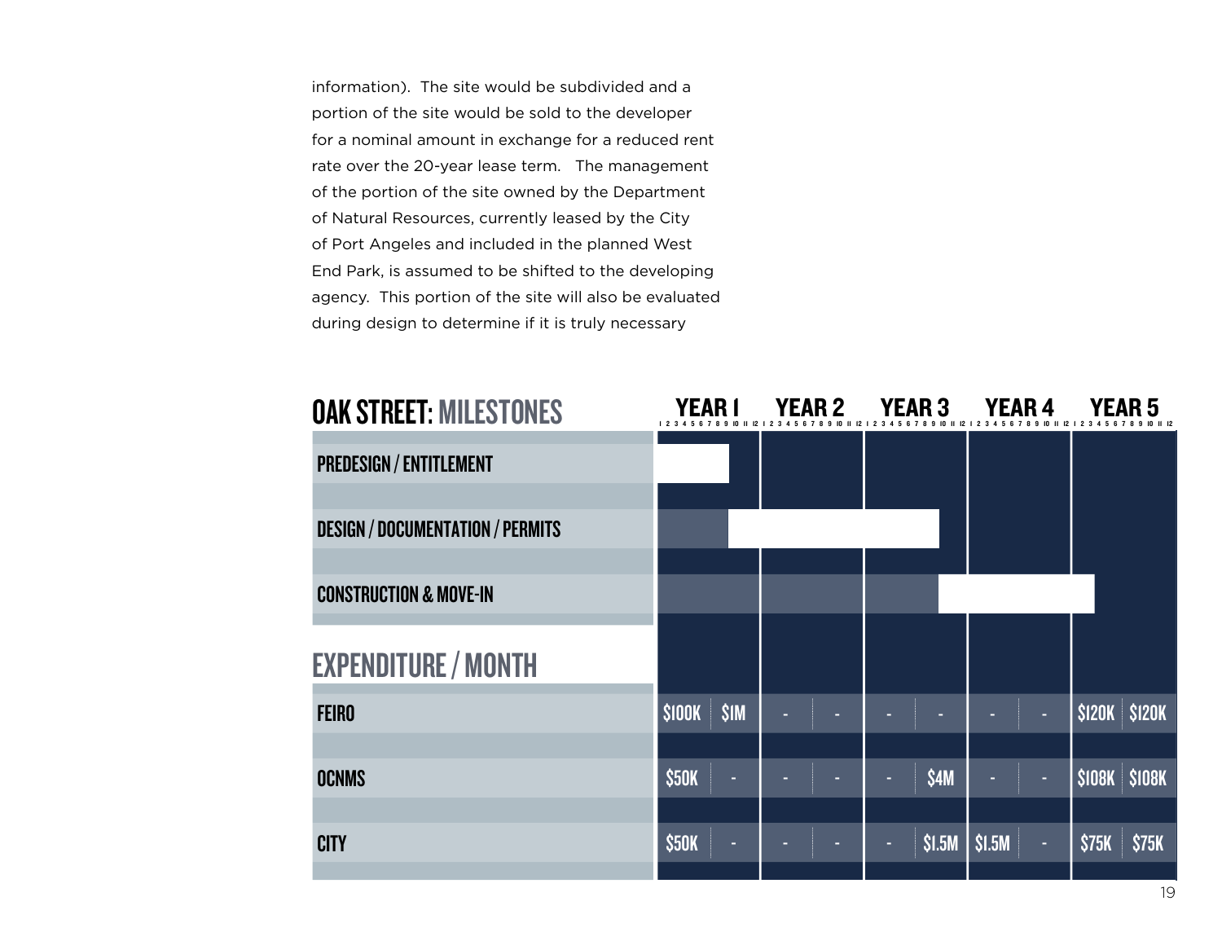information). The site would be subdivided and a portion of the site would be sold to the developer for a nominal amount in exchange for a reduced rent rate over the 20-year lease term. The management of the portion of the site owned by the Department of Natural Resources, currently leased by the City of Port Angeles and included in the planned West End Park, is assumed to be shifted to the developing agency. This portion of the site will also be evaluated during design to determine if it is truly necessary

## OAK STREET: MILESTONES

YEAR 1 YEAR 2 YEAR 3 YEAR 4 YEAR 5

1 2 3 4 5 6 7 8 9 10 11 12 1 2 3 4 5 6 7 8 9 10 11 12 1 2 3 4 5 6 7 8 9 10 11 12 1 2 3 4 5 6 7 8 9 10 11 12 1 2 3 4 5 6 7 8 9 10 11 12

PREDESIGN / ENTITLEMENT

DESIGN / DOCUMENTATION / PERMITS

CONSTRUCTION & MOVE-IN

## EXPENDITURE / MONTH

FEIRO $100K $1M - - - - - - $120K $120K

OCNMS $50K - - - - $4M - - $108K $108K

CITY $50K - - - - $1.5M $1.5M - $75K $75K